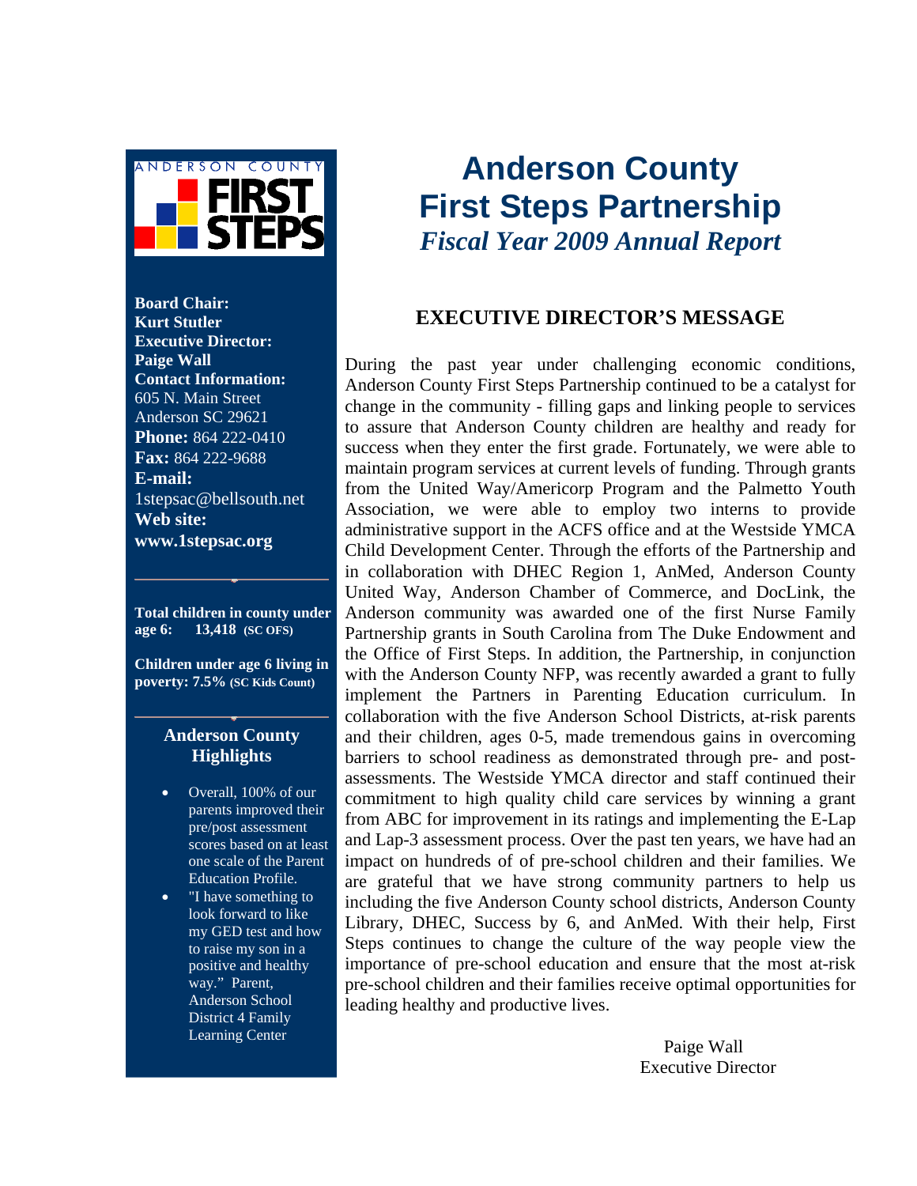# Anderson County First Steps Partnership

## *Fiscal Year 2009 Annual Report*

**Board Chair:**
**Kurt Stutler**
**Executive Director:**
**Paige Wall**
**Contact Information:**
605 N. Main Street
Anderson SC 29621
**Phone:** 864 222-0410
**Fax:** 864 222-9688
**E-mail:**
1stepsac@bellsouth.net
**Web site:**
**www.1stepsac.org**

**Total children in county under age 6: 13,418 (SC OFS)**

**Children under age 6 living in poverty: 7.5% (SC Kids Count)**

### Anderson County Highlights

- Overall, 100% of our parents improved their pre/post assessment scores based on at least one scale of the Parent Education Profile.
- "I have something to look forward to like my GED test and how to raise my son in a positive and healthy way." Parent, Anderson School District 4 Family Learning Center

## EXECUTIVE DIRECTOR'S MESSAGE

During the past year under challenging economic conditions, Anderson County First Steps Partnership continued to be a catalyst for change in the community - filling gaps and linking people to services to assure that Anderson County children are healthy and ready for success when they enter the first grade. Fortunately, we were able to maintain program services at current levels of funding. Through grants from the United Way/Americorp Program and the Palmetto Youth Association, we were able to employ two interns to provide administrative support in the ACFS office and at the Westside YMCA Child Development Center. Through the efforts of the Partnership and in collaboration with DHEC Region 1, AnMed, Anderson County United Way, Anderson Chamber of Commerce, and DocLink, the Anderson community was awarded one of the first Nurse Family Partnership grants in South Carolina from The Duke Endowment and the Office of First Steps. In addition, the Partnership, in conjunction with the Anderson County NFP, was recently awarded a grant to fully implement the Partners in Parenting Education curriculum. In collaboration with the five Anderson School Districts, at-risk parents and their children, ages 0-5, made tremendous gains in overcoming barriers to school readiness as demonstrated through pre- and post-assessments. The Westside YMCA director and staff continued their commitment to high quality child care services by winning a grant from ABC for improvement in its ratings and implementing the E-Lap and Lap-3 assessment process. Over the past ten years, we have had an impact on hundreds of of pre-school children and their families. We are grateful that we have strong community partners to help us including the five Anderson County school districts, Anderson County Library, DHEC, Success by 6, and AnMed. With their help, First Steps continues to change the culture of the way people view the importance of pre-school education and ensure that the most at-risk pre-school children and their families receive optimal opportunities for leading healthy and productive lives.

Paige Wall
Executive Director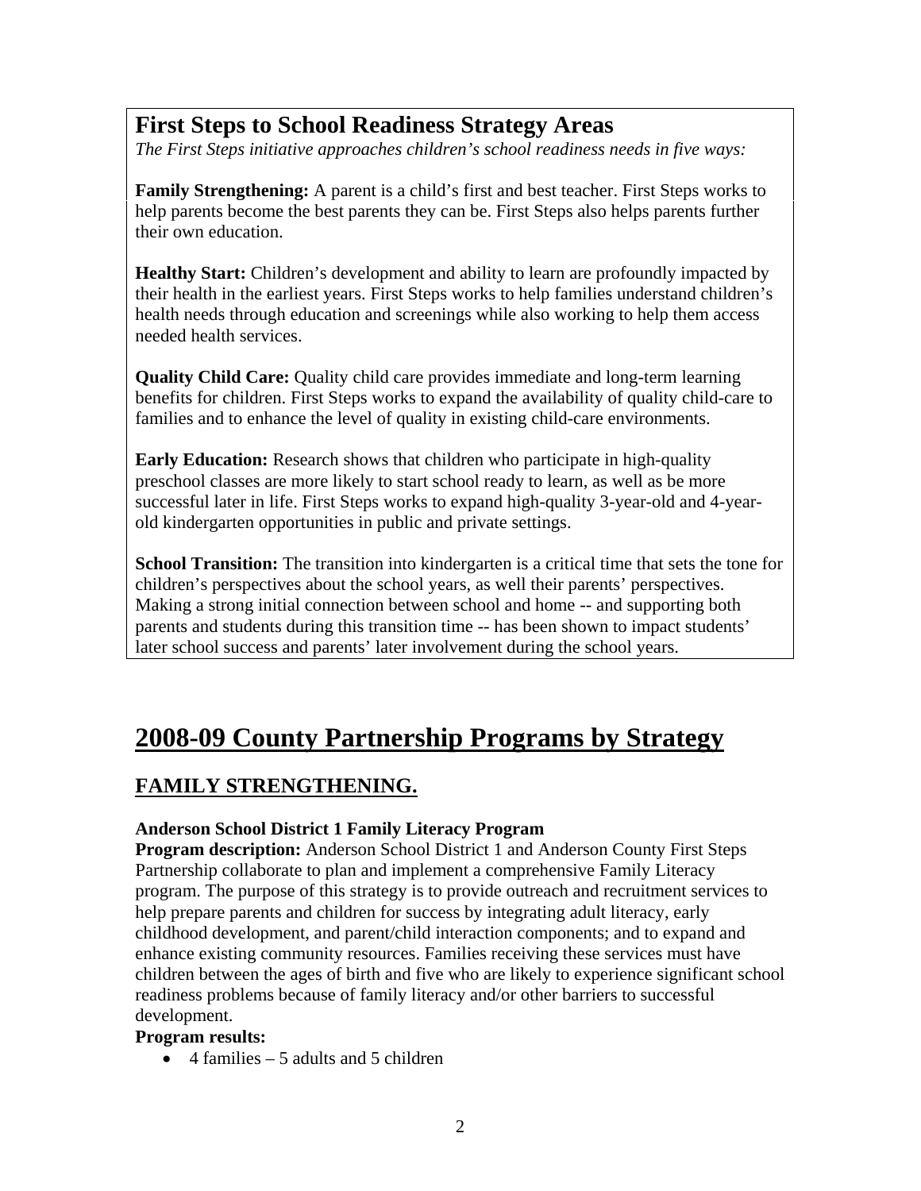## First Steps to School Readiness Strategy Areas

*The First Steps initiative approaches children's school readiness needs in five ways:*

**Family Strengthening:** A parent is a child's first and best teacher. First Steps works to help parents become the best parents they can be. First Steps also helps parents further their own education.

**Healthy Start:** Children's development and ability to learn are profoundly impacted by their health in the earliest years. First Steps works to help families understand children's health needs through education and screenings while also working to help them access needed health services.

**Quality Child Care:** Quality child care provides immediate and long-term learning benefits for children. First Steps works to expand the availability of quality child-care to families and to enhance the level of quality in existing child-care environments.

**Early Education:** Research shows that children who participate in high-quality preschool classes are more likely to start school ready to learn, as well as be more successful later in life. First Steps works to expand high-quality 3-year-old and 4-year-old kindergarten opportunities in public and private settings.

**School Transition:** The transition into kindergarten is a critical time that sets the tone for children's perspectives about the school years, as well their parents' perspectives. Making a strong initial connection between school and home -- and supporting both parents and students during this transition time -- has been shown to impact students' later school success and parents' later involvement during the school years.

# 2008-09 County Partnership Programs by Strategy

## FAMILY STRENGTHENING.

**Anderson School District 1 Family Literacy Program**

**Program description:** Anderson School District 1 and Anderson County First Steps Partnership collaborate to plan and implement a comprehensive Family Literacy program. The purpose of this strategy is to provide outreach and recruitment services to help prepare parents and children for success by integrating adult literacy, early childhood development, and parent/child interaction components; and to expand and enhance existing community resources. Families receiving these services must have children between the ages of birth and five who are likely to experience significant school readiness problems because of family literacy and/or other barriers to successful development.

**Program results:**

- 4 families – 5 adults and 5 children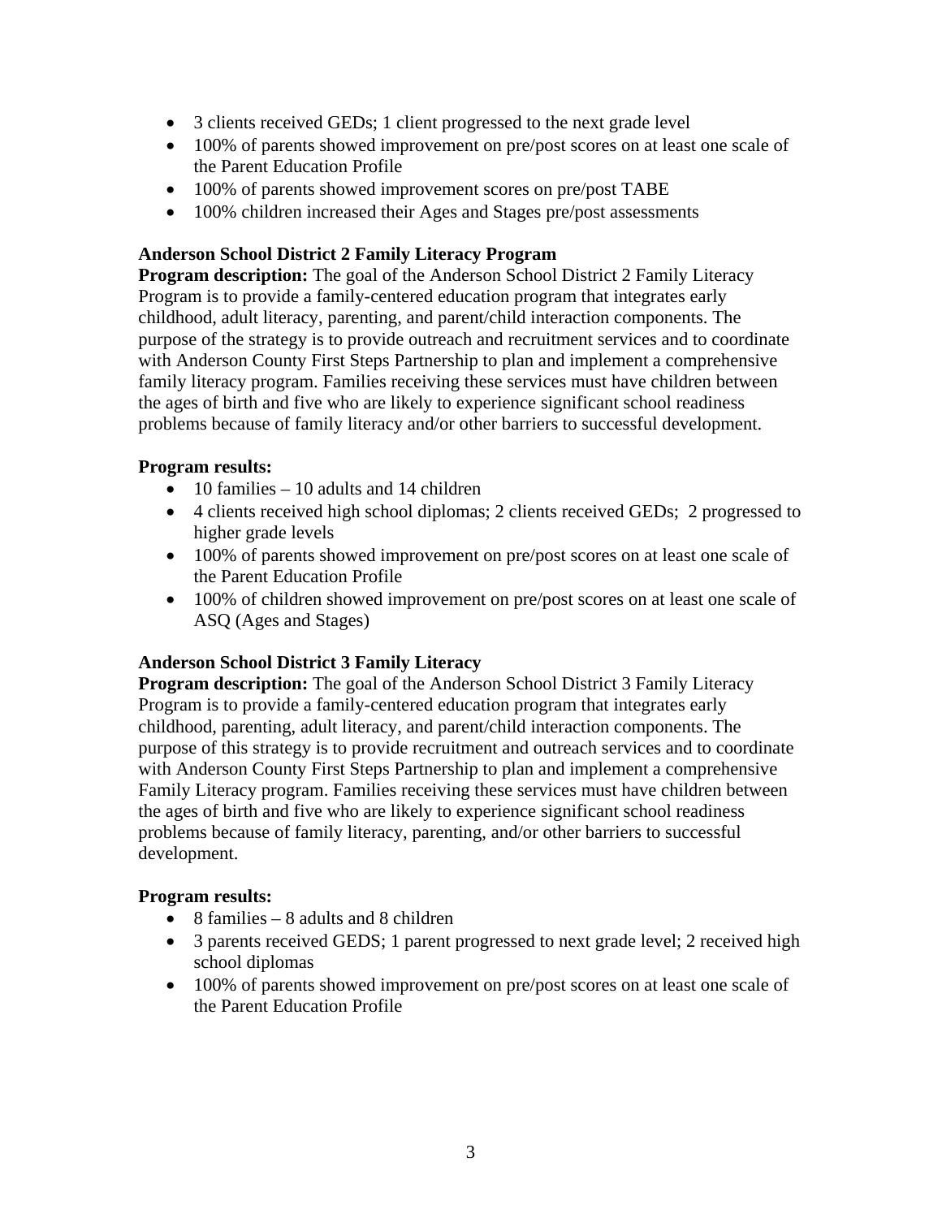- 3 clients received GEDs; 1 client progressed to the next grade level
- 100% of parents showed improvement on pre/post scores on at least one scale of the Parent Education Profile
- 100% of parents showed improvement scores on pre/post TABE
- 100% children increased their Ages and Stages pre/post assessments

**Anderson School District 2 Family Literacy Program**

**Program description:** The goal of the Anderson School District 2 Family Literacy Program is to provide a family-centered education program that integrates early childhood, adult literacy, parenting, and parent/child interaction components. The purpose of the strategy is to provide outreach and recruitment services and to coordinate with Anderson County First Steps Partnership to plan and implement a comprehensive family literacy program. Families receiving these services must have children between the ages of birth and five who are likely to experience significant school readiness problems because of family literacy and/or other barriers to successful development.

**Program results:**

- 10 families – 10 adults and 14 children
- 4 clients received high school diplomas; 2 clients received GEDs; 2 progressed to higher grade levels
- 100% of parents showed improvement on pre/post scores on at least one scale of the Parent Education Profile
- 100% of children showed improvement on pre/post scores on at least one scale of ASQ (Ages and Stages)

**Anderson School District 3 Family Literacy**

**Program description:** The goal of the Anderson School District 3 Family Literacy Program is to provide a family-centered education program that integrates early childhood, parenting, adult literacy, and parent/child interaction components. The purpose of this strategy is to provide recruitment and outreach services and to coordinate with Anderson County First Steps Partnership to plan and implement a comprehensive Family Literacy program. Families receiving these services must have children between the ages of birth and five who are likely to experience significant school readiness problems because of family literacy, parenting, and/or other barriers to successful development.

**Program results:**

- 8 families – 8 adults and 8 children
- 3 parents received GEDS; 1 parent progressed to next grade level; 2 received high school diplomas
- 100% of parents showed improvement on pre/post scores on at least one scale of the Parent Education Profile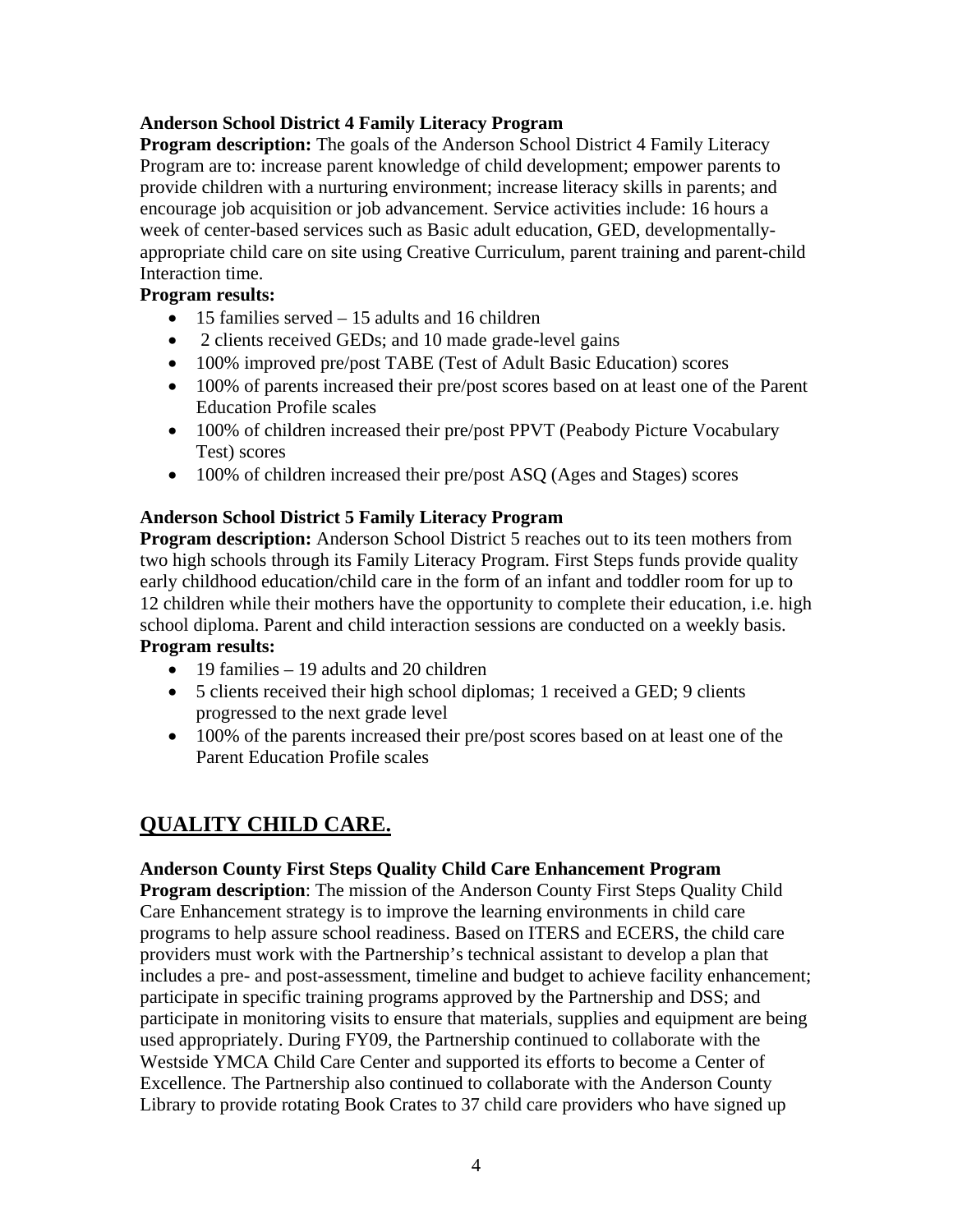**Anderson School District 4 Family Literacy Program**

**Program description:** The goals of the Anderson School District 4 Family Literacy Program are to: increase parent knowledge of child development; empower parents to provide children with a nurturing environment; increase literacy skills in parents; and encourage job acquisition or job advancement. Service activities include: 16 hours a week of center-based services such as Basic adult education, GED, developmentally-appropriate child care on site using Creative Curriculum, parent training and parent-child Interaction time.

**Program results:**

- 15 families served – 15 adults and 16 children
- 2 clients received GEDs; and 10 made grade-level gains
- 100% improved pre/post TABE (Test of Adult Basic Education) scores
- 100% of parents increased their pre/post scores based on at least one of the Parent Education Profile scales
- 100% of children increased their pre/post PPVT (Peabody Picture Vocabulary Test) scores
- 100% of children increased their pre/post ASQ (Ages and Stages) scores

**Anderson School District 5 Family Literacy Program**

**Program description:** Anderson School District 5 reaches out to its teen mothers from two high schools through its Family Literacy Program. First Steps funds provide quality early childhood education/child care in the form of an infant and toddler room for up to 12 children while their mothers have the opportunity to complete their education, i.e. high school diploma. Parent and child interaction sessions are conducted on a weekly basis.

**Program results:**

- 19 families – 19 adults and 20 children
- 5 clients received their high school diplomas; 1 received a GED; 9 clients progressed to the next grade level
- 100% of the parents increased their pre/post scores based on at least one of the Parent Education Profile scales

## QUALITY CHILD CARE.

**Anderson County First Steps Quality Child Care Enhancement Program**

**Program description**: The mission of the Anderson County First Steps Quality Child Care Enhancement strategy is to improve the learning environments in child care programs to help assure school readiness. Based on ITERS and ECERS, the child care providers must work with the Partnership's technical assistant to develop a plan that includes a pre- and post-assessment, timeline and budget to achieve facility enhancement; participate in specific training programs approved by the Partnership and DSS; and participate in monitoring visits to ensure that materials, supplies and equipment are being used appropriately. During FY09, the Partnership continued to collaborate with the Westside YMCA Child Care Center and supported its efforts to become a Center of Excellence. The Partnership also continued to collaborate with the Anderson County Library to provide rotating Book Crates to 37 child care providers who have signed up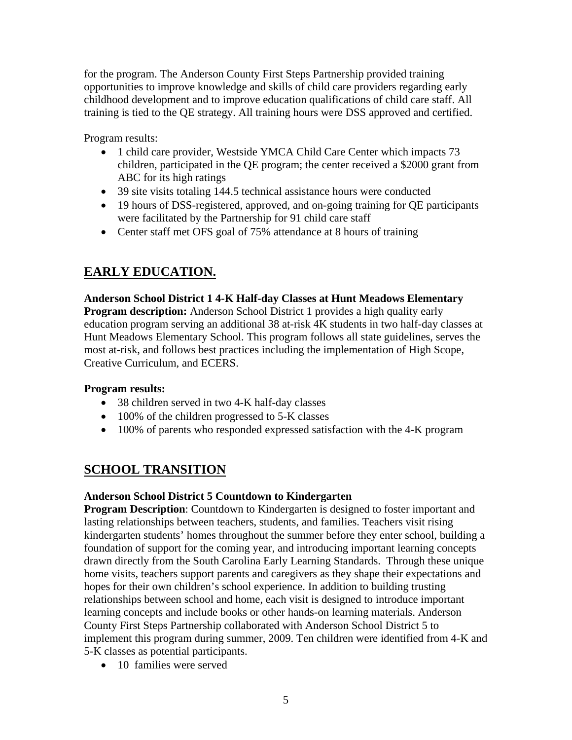for the program. The Anderson County First Steps Partnership provided training opportunities to improve knowledge and skills of child care providers regarding early childhood development and to improve education qualifications of child care staff. All training is tied to the QE strategy. All training hours were DSS approved and certified.

Program results:

- 1 child care provider, Westside YMCA Child Care Center which impacts 73 children, participated in the QE program; the center received a $2000 grant from ABC for its high ratings
- 39 site visits totaling 144.5 technical assistance hours were conducted
- 19 hours of DSS-registered, approved, and on-going training for QE participants were facilitated by the Partnership for 91 child care staff
- Center staff met OFS goal of 75% attendance at 8 hours of training

## EARLY EDUCATION.

**Anderson School District 1 4-K Half-day Classes at Hunt Meadows Elementary**
**Program description:** Anderson School District 1 provides a high quality early education program serving an additional 38 at-risk 4K students in two half-day classes at Hunt Meadows Elementary School. This program follows all state guidelines, serves the most at-risk, and follows best practices including the implementation of High Scope, Creative Curriculum, and ECERS.

**Program results:**

- 38 children served in two 4-K half-day classes
- 100% of the children progressed to 5-K classes
- 100% of parents who responded expressed satisfaction with the 4-K program

## SCHOOL TRANSITION

**Anderson School District 5 Countdown to Kindergarten**
**Program Description**: Countdown to Kindergarten is designed to foster important and lasting relationships between teachers, students, and families. Teachers visit rising kindergarten students' homes throughout the summer before they enter school, building a foundation of support for the coming year, and introducing important learning concepts drawn directly from the South Carolina Early Learning Standards. Through these unique home visits, teachers support parents and caregivers as they shape their expectations and hopes for their own children's school experience. In addition to building trusting relationships between school and home, each visit is designed to introduce important learning concepts and include books or other hands-on learning materials. Anderson County First Steps Partnership collaborated with Anderson School District 5 to implement this program during summer, 2009. Ten children were identified from 4-K and 5-K classes as potential participants.

- 10 families were served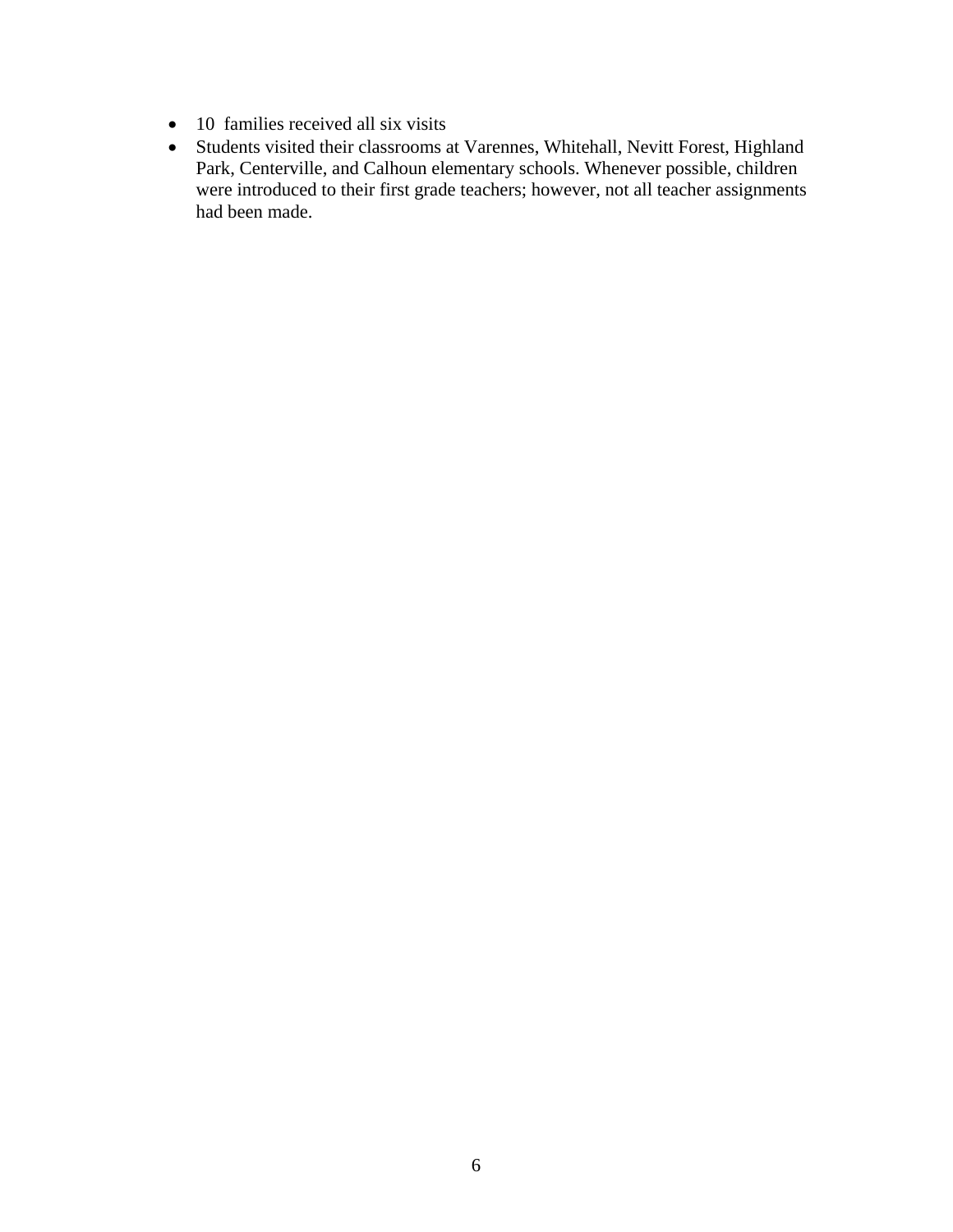- 10 families received all six visits
- Students visited their classrooms at Varennes, Whitehall, Nevitt Forest, Highland Park, Centerville, and Calhoun elementary schools. Whenever possible, children were introduced to their first grade teachers; however, not all teacher assignments had been made.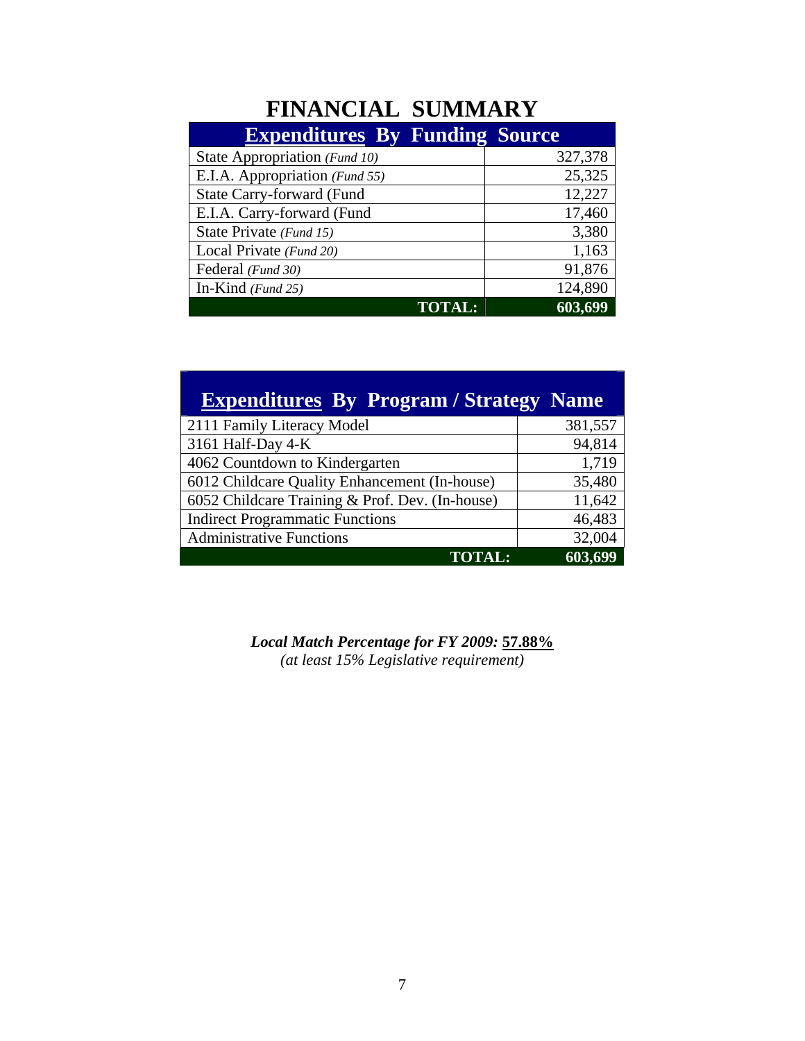# FINANCIAL SUMMARY

| Expenditures By Funding Source | |
|---|---|
| State Appropriation *(Fund 10)* | 327,378 |
| E.I.A. Appropriation *(Fund 55)* | 25,325 |
| State Carry-forward (Fund | 12,227 |
| E.I.A. Carry-forward (Fund | 17,460 |
| State Private *(Fund 15)* | 3,380 |
| Local Private *(Fund 20)* | 1,163 |
| Federal *(Fund 30)* | 91,876 |
| In-Kind *(Fund 25)* | 124,890 |
| **TOTAL:** | **603,699** |

| Expenditures By Program / Strategy Name | |
|---|---|
| 2111 Family Literacy Model | 381,557 |
| 3161 Half-Day 4-K | 94,814 |
| 4062 Countdown to Kindergarten | 1,719 |
| 6012 Childcare Quality Enhancement (In-house) | 35,480 |
| 6052 Childcare Training & Prof. Dev. (In-house) | 11,642 |
| Indirect Programmatic Functions | 46,483 |
| Administrative Functions | 32,004 |
| **TOTAL:** | **603,699** |

***Local Match Percentage for FY 2009:*** **57.88%**
*(at least 15% Legislative requirement)*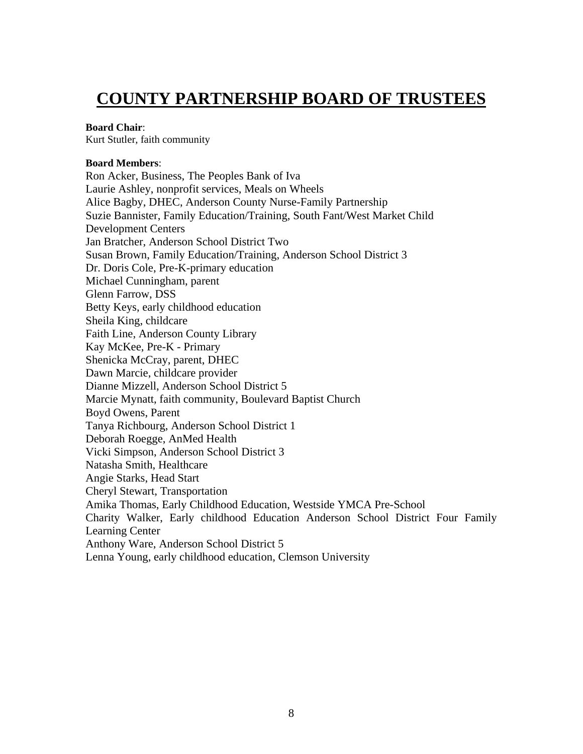# COUNTY PARTNERSHIP BOARD OF TRUSTEES

**Board Chair**:
Kurt Stutler, faith community

**Board Members**:
Ron Acker, Business, The Peoples Bank of Iva
Laurie Ashley, nonprofit services, Meals on Wheels
Alice Bagby, DHEC, Anderson County Nurse-Family Partnership
Suzie Bannister, Family Education/Training, South Fant/West Market Child Development Centers
Jan Bratcher, Anderson School District Two
Susan Brown, Family Education/Training, Anderson School District 3
Dr. Doris Cole, Pre-K-primary education
Michael Cunningham, parent
Glenn Farrow, DSS
Betty Keys, early childhood education
Sheila King, childcare
Faith Line, Anderson County Library
Kay McKee, Pre-K - Primary
Shenicka McCray, parent, DHEC
Dawn Marcie, childcare provider
Dianne Mizzell, Anderson School District 5
Marcie Mynatt, faith community, Boulevard Baptist Church
Boyd Owens, Parent
Tanya Richbourg, Anderson School District 1
Deborah Roegge, AnMed Health
Vicki Simpson, Anderson School District 3
Natasha Smith, Healthcare
Angie Starks, Head Start
Cheryl Stewart, Transportation
Amika Thomas, Early Childhood Education, Westside YMCA Pre-School
Charity Walker, Early childhood Education Anderson School District Four Family Learning Center
Anthony Ware, Anderson School District 5
Lenna Young, early childhood education, Clemson University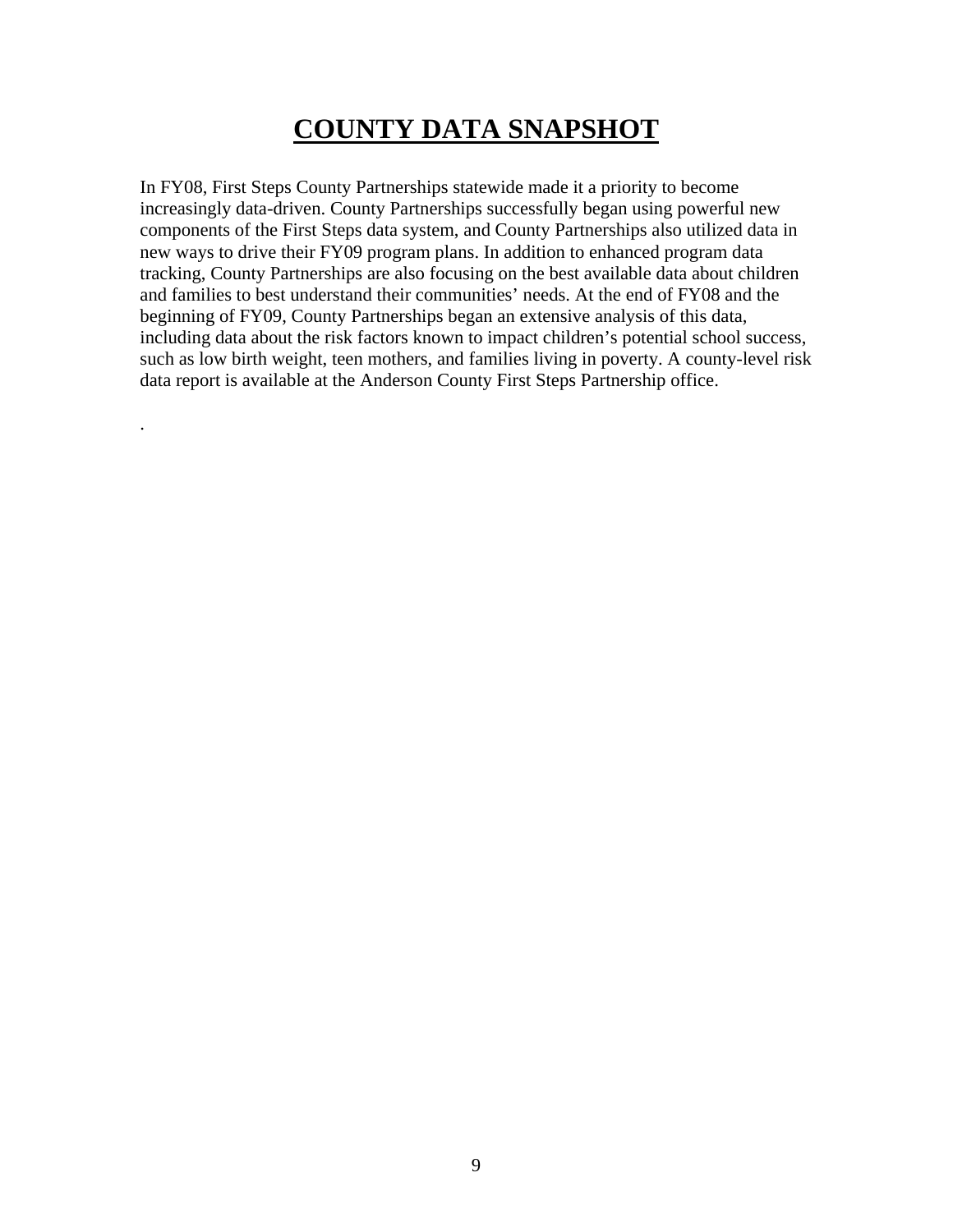# COUNTY DATA SNAPSHOT

In FY08, First Steps County Partnerships statewide made it a priority to become increasingly data-driven. County Partnerships successfully began using powerful new components of the First Steps data system, and County Partnerships also utilized data in new ways to drive their FY09 program plans. In addition to enhanced program data tracking, County Partnerships are also focusing on the best available data about children and families to best understand their communities' needs. At the end of FY08 and the beginning of FY09, County Partnerships began an extensive analysis of this data, including data about the risk factors known to impact children's potential school success, such as low birth weight, teen mothers, and families living in poverty. A county-level risk data report is available at the Anderson County First Steps Partnership office.

.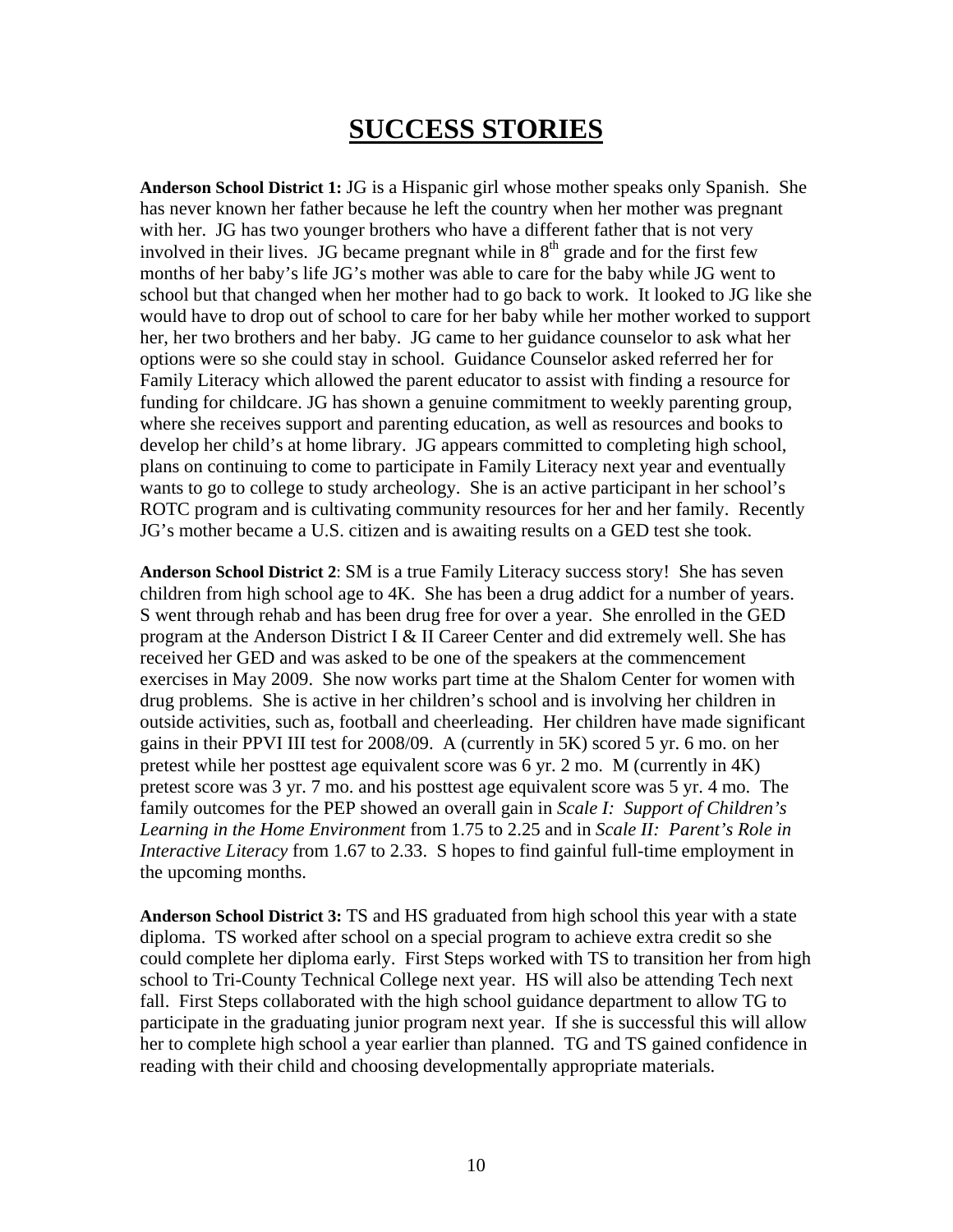# SUCCESS STORIES

**Anderson School District 1:** JG is a Hispanic girl whose mother speaks only Spanish. She has never known her father because he left the country when her mother was pregnant with her. JG has two younger brothers who have a different father that is not very involved in their lives. JG became pregnant while in 8th grade and for the first few months of her baby's life JG's mother was able to care for the baby while JG went to school but that changed when her mother had to go back to work. It looked to JG like she would have to drop out of school to care for her baby while her mother worked to support her, her two brothers and her baby. JG came to her guidance counselor to ask what her options were so she could stay in school. Guidance Counselor asked referred her for Family Literacy which allowed the parent educator to assist with finding a resource for funding for childcare. JG has shown a genuine commitment to weekly parenting group, where she receives support and parenting education, as well as resources and books to develop her child's at home library. JG appears committed to completing high school, plans on continuing to come to study participate in Family Literacy next year and eventually wants to go to college to study archeology. She is an active participant in her school's ROTC program and is cultivating community resources for her and her family. Recently JG's mother became a U.S. citizen and is awaiting results on a GED test she took.

**Anderson School District 2**: SM is a true Family Literacy success story! She has seven children from high school age to 4K. She has been a drug addict for a number of years. S went through rehab and has been drug free for over a year. She enrolled in the GED program at the Anderson District I & II Career Center and did extremely well. She has received her GED and was asked to be one of the speakers at the commencement exercises in May 2009. She now works part time at the Shalom Center for women with drug problems. She is active in her children's school and is involving her children in outside activities, such as, football and cheerleading. Her children have made significant gains in their PPVI III test for 2008/09. A (currently in 5K) scored 5 yr. 6 mo. on her pretest while her posttest age equivalent score was 6 yr. 2 mo. M (currently in 4K) pretest score was 3 yr. 7 mo. and his posttest age equivalent score was 5 yr. 4 mo. The family outcomes for the PEP showed an overall gain in *Scale I: Support of Children's Learning in the Home Environment* from 1.75 to 2.25 and in *Scale II: Parent's Role in Interactive Literacy* from 1.67 to 2.33. S hopes to find gainful full-time employment in the upcoming months.

**Anderson School District 3:** TS and HS graduated from high school this year with a state diploma. TS worked after school on a special program to achieve extra credit so she could complete her diploma early. First Steps worked with TS to transition her from high school to Tri-County Technical College next year. HS will also be attending Tech next fall. First Steps collaborated with the high school guidance department to allow TG to participate in the graduating junior program next year. If she is successful this will allow her to complete high school a year earlier than planned. TG and TS gained confidence in reading with their child and choosing developmentally appropriate materials.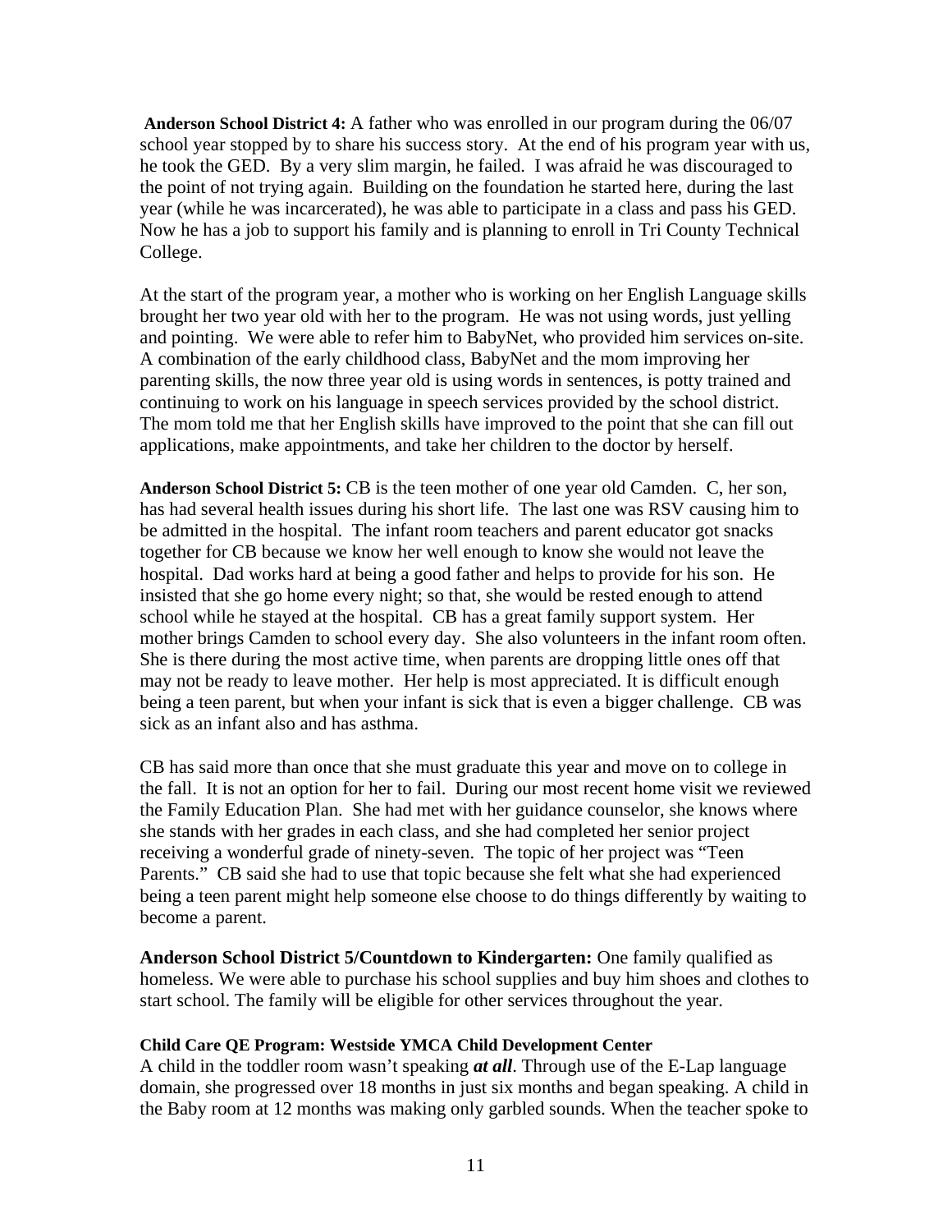**Anderson School District 4:** A father who was enrolled in our program during the 06/07 school year stopped by to share his success story. At the end of his program year with us, he took the GED. By a very slim margin, he failed. I was afraid he was discouraged to the point of not trying again. Building on the foundation he started here, during the last year (while he was incarcerated), he was able to participate in a class and pass his GED. Now he has a job to support his family and is planning to enroll in Tri County Technical College.

At the start of the program year, a mother who is working on her English Language skills brought her two year old with her to the program. He was not using words, just yelling and pointing. We were able to refer him to BabyNet, who provided him services on-site. A combination of the early childhood class, BabyNet and the mom improving her parenting skills, the now three year old is using words in sentences, is potty trained and continuing to work on his language in speech services provided by the school district. The mom told me that her English skills have improved to the point that she can fill out applications, make appointments, and take her children to the doctor by herself.

**Anderson School District 5:** CB is the teen mother of one year old Camden. C, her son, has had several health issues during his short life. The last one was RSV causing him to be admitted in the hospital. The infant room teachers and parent educator got snacks together for CB because we know her well enough to know she would not leave the hospital. Dad works hard at being a good father and helps to provide for his son. He insisted that she go home every night; so that, she would be rested enough to attend school while he stayed at the hospital. CB has a great family support system. Her mother brings Camden to school every day. She also volunteers in the infant room often. She is there during the most active time, when parents are dropping little ones off that may not be ready to leave mother. Her help is most appreciated. It is difficult enough being a teen parent, but when your infant is sick that is even a bigger challenge. CB was sick as an infant also and has asthma.

CB has said more than once that she must graduate this year and move on to college in the fall. It is not an option for her to fail. During our most recent home visit we reviewed the Family Education Plan. She had met with her guidance counselor, she knows where she stands with her grades in each class, and she had completed her senior project receiving a wonderful grade of ninety-seven. The topic of her project was "Teen Parents." CB said she had to use that topic because she felt what she had experienced being a teen parent might help someone else choose to do things differently by waiting to become a parent.

**Anderson School District 5/Countdown to Kindergarten:** One family qualified as homeless. We were able to purchase his school supplies and buy him shoes and clothes to start school. The family will be eligible for other services throughout the year.

**Child Care QE Program: Westside YMCA Child Development Center**
A child in the toddler room wasn't speaking ***at all***. Through use of the E-Lap language domain, she progressed over 18 months in just six months and began speaking. A child in the Baby room at 12 months was making only garbled sounds. When the teacher spoke to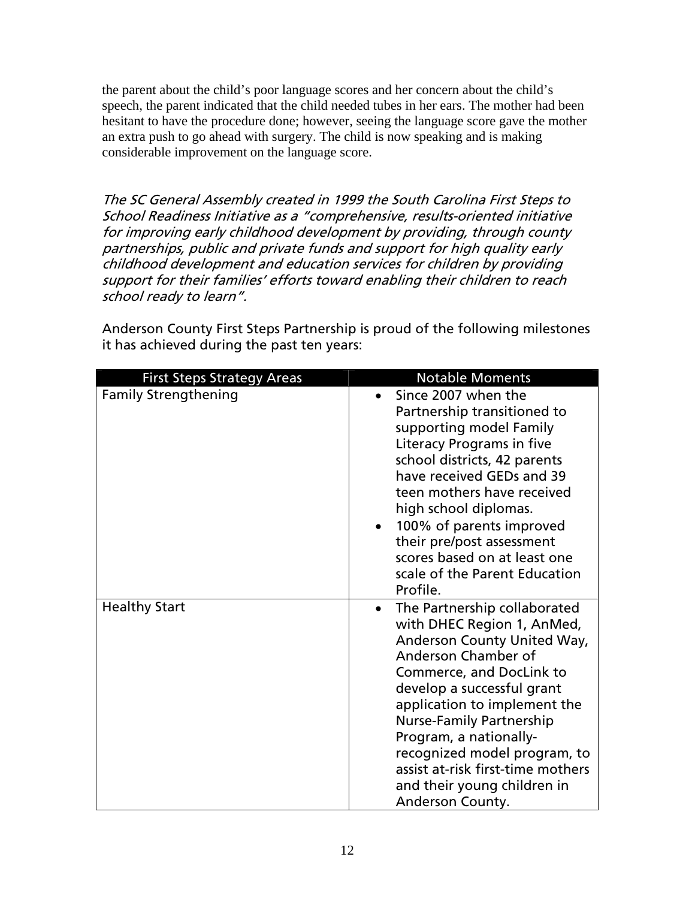the parent about the child's poor language scores and her concern about the child's speech, the parent indicated that the child needed tubes in her ears. The mother had been hesitant to have the procedure done; however, seeing the language score gave the mother an extra push to go ahead with surgery. The child is now speaking and is making considerable improvement on the language score.

*The SC General Assembly created in 1999 the South Carolina First Steps to School Readiness Initiative as a "comprehensive, results-oriented initiative for improving early childhood development by providing, through county partnerships, public and private funds and support for high quality early childhood development and education services for children by providing support for their families' efforts toward enabling their children to reach school ready to learn".*

Anderson County First Steps Partnership is proud of the following milestones it has achieved during the past ten years:

| First Steps Strategy Areas | Notable Moments |
| --- | --- |
| Family Strengthening | • Since 2007 when the Partnership transitioned to supporting model Family Literacy Programs in five school districts, 42 parents have received GEDs and 39 teen mothers have received high school diplomas.<br>• 100% of parents improved their pre/post assessment scores based on at least one scale of the Parent Education Profile. |
| Healthy Start | • The Partnership collaborated with DHEC Region 1, AnMed, Anderson County United Way, Anderson Chamber of Commerce, and DocLink to develop a successful grant application to implement the Nurse-Family Partnership Program, a nationally-recognized model program, to assist at-risk first-time mothers and their young children in Anderson County. |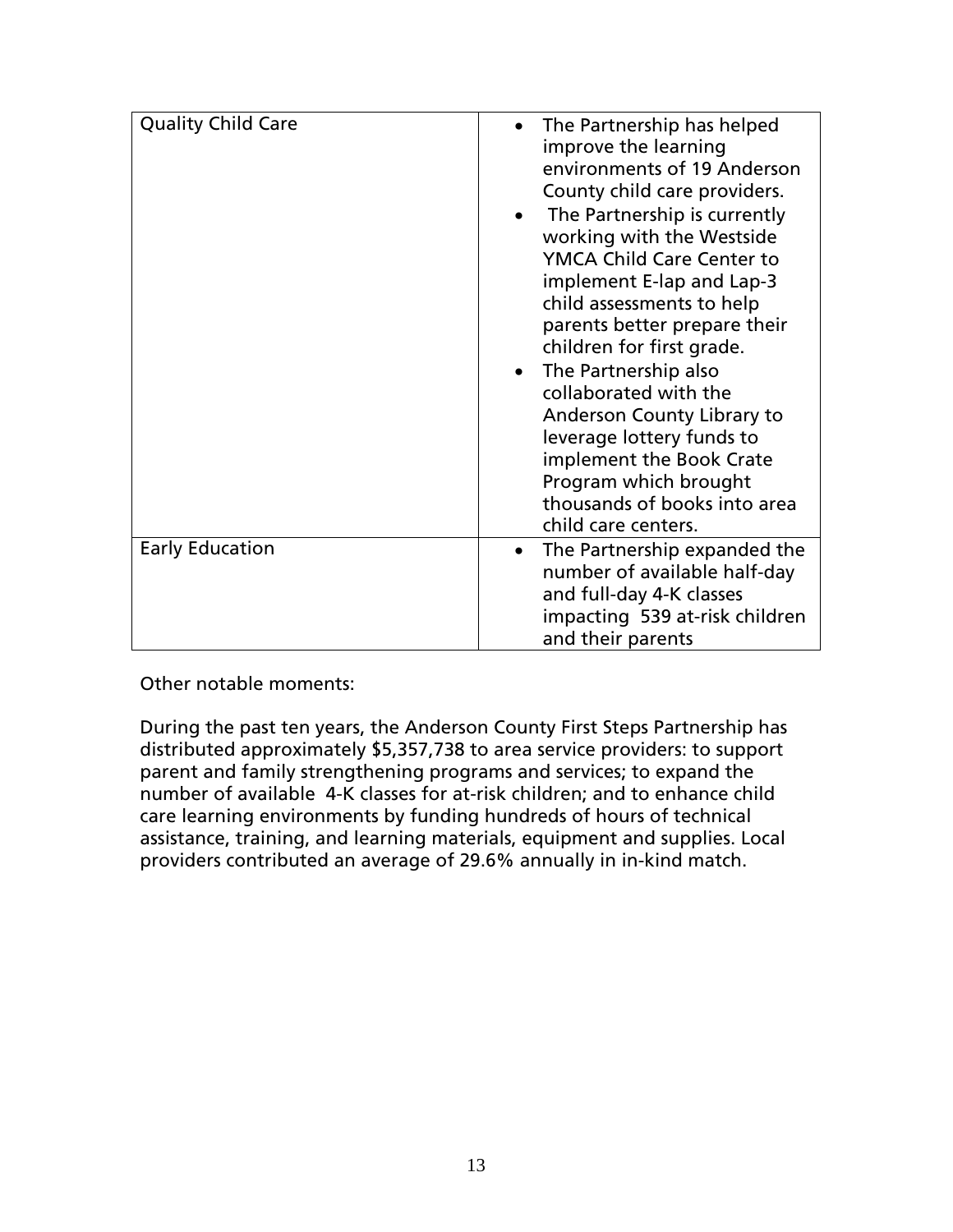| Quality Child Care | • The Partnership has helped improve the learning environments of 19 Anderson County child care providers.<br>• The Partnership is currently working with the Westside YMCA Child Care Center to implement E-lap and Lap-3 child assessments to help parents better prepare their children for first grade.<br>• The Partnership also collaborated with the Anderson County Library to leverage lottery funds to implement the Book Crate Program which brought thousands of books into area child care centers. |
|---|---|
| Early Education | • The Partnership expanded the number of available half-day and full-day 4-K classes impacting 539 at-risk children and their parents |

Other notable moments:

During the past ten years, the Anderson County First Steps Partnership has distributed approximately $5,357,738 to area service providers: to support parent and family strengthening programs and services; to expand the number of available 4-K classes for at-risk children; and to enhance child care learning environments by funding hundreds of hours of technical assistance, training, and learning materials, equipment and supplies. Local providers contributed an average of 29.6% annually in in-kind match.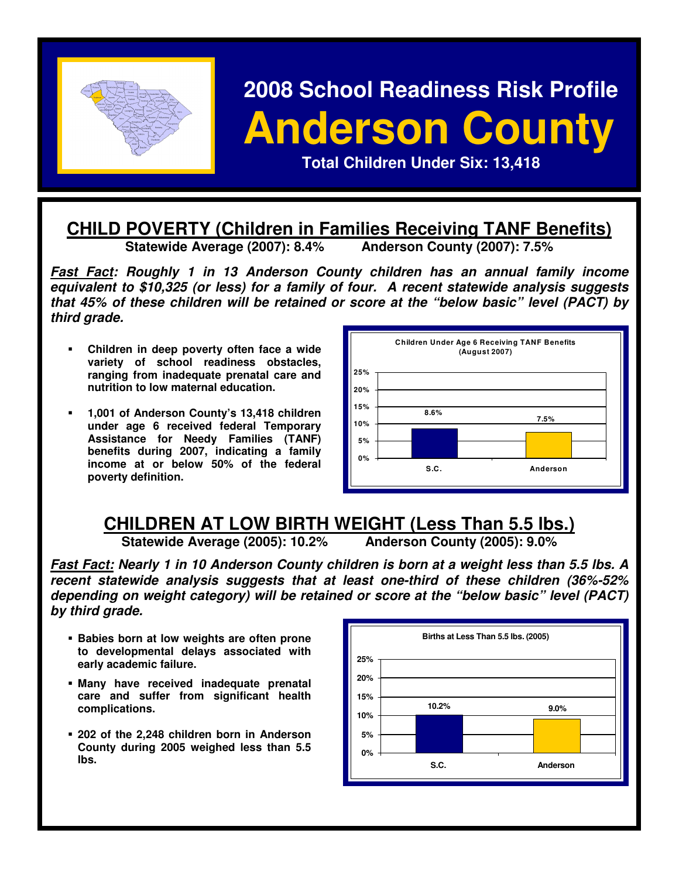# 2008 School Readiness Risk Profile

# Anderson County

**Total Children Under Six: 13,418**

## CHILD POVERTY (Children in Families Receiving TANF Benefits)

**Statewide Average (2007): 8.4%        Anderson County (2007): 7.5%**

***Fast Fact*: Roughly 1 in 13 Anderson County children has an annual family income equivalent to $10,325 (or less) for a family of four. A recent statewide analysis suggests that 45% of these children will be retained or score at the "below basic" level (PACT) by third grade.**

- **Children in deep poverty often face a wide variety of school readiness obstacles, ranging from inadequate prenatal care and nutrition to low maternal education.**
- **1,001 of Anderson County's 13,418 children under age 6 received federal Temporary Assistance for Needy Families (TANF) benefits during 2007, indicating a family income at or below 50% of the federal poverty definition.**

**Children Under Age 6 Receiving TANF Benefits (August 2007)**

| | Percent |
|---|---|
| S.C. | 8.6% |
| Anderson | 7.5% |

## CHILDREN AT LOW BIRTH WEIGHT (Less Than 5.5 lbs.)

**Statewide Average (2005): 10.2%        Anderson County (2005): 9.0%**

***Fast Fact:* Nearly 1 in 10 Anderson County children is born at a weight less than 5.5 lbs. A recent statewide analysis suggests that at least one-third of these children (36%-52% depending on weight category) will be retained or score at the "below basic" level (PACT) by third grade.**

- **Babies born at low weights are often prone to developmental delays associated with early academic failure.**
- **Many have received inadequate prenatal care and suffer from significant health complications.**
- **202 of the 2,248 children born in Anderson County during 2005 weighed less than 5.5 lbs.**

**Births at Less Than 5.5 lbs. (2005)**

| | Percent |
|---|---|
| S.C. | 10.2% |
| Anderson | 9.0% |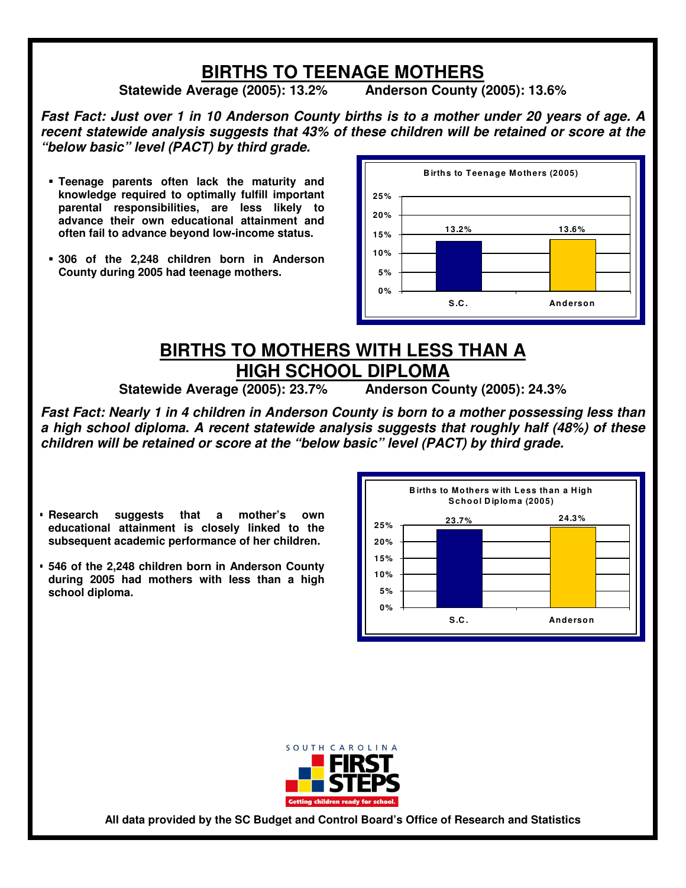# BIRTHS TO TEENAGE MOTHERS

**Statewide Average (2005): 13.2%     Anderson County (2005): 13.6%**

***Fast Fact: Just over 1 in 10 Anderson County births is to a mother under 20 years of age. A recent statewide analysis suggests that 43% of these children will be retained or score at the "below basic" level (PACT) by third grade.***

- **Teenage parents often lack the maturity and knowledge required to optimally fulfill important parental responsibilities, are less likely to advance their own educational attainment and often fail to advance beyond low-income status.**
- **306 of the 2,248 children born in Anderson County during 2005 had teenage mothers.**

Births to Teenage Mothers (2005)

25%
20%
15%
10%
5%
0%

13.2%
13.6%

S.C.
Anderson

# BIRTHS TO MOTHERS WITH LESS THAN A HIGH SCHOOL DIPLOMA

**Statewide Average (2005): 23.7%     Anderson County (2005): 24.3%**

***Fast Fact: Nearly 1 in 4 children in Anderson County is born to a mother possessing less than a high school diploma. A recent statewide analysis suggests that roughly half (48%) of these children will be retained or score at the "below basic" level (PACT) by third grade.***

- **Research suggests that a mother's own educational attainment is closely linked to the subsequent academic performance of her children.**
- **546 of the 2,248 children born in Anderson County during 2005 had mothers with less than a high school diploma.**

Births to Mothers with Less than a High School Diploma (2005)

25%
20%
15%
10%
5%
0%

23.7%
24.3%

S.C.
Anderson

SOUTH CAROLINA FIRST STEPS
Getting children ready for school.

**All data provided by the SC Budget and Control Board's Office of Research and Statistics**